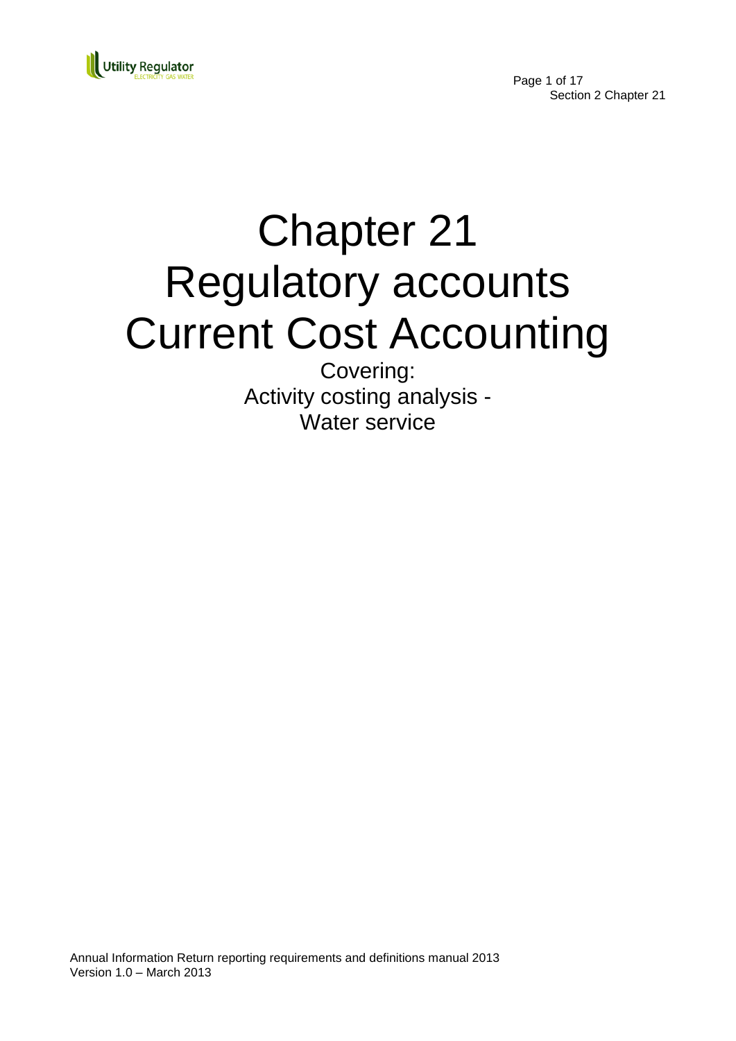# Chapter 21
# Regulatory accounts
# Current Cost Accounting

Covering:
Activity costing analysis -
Water service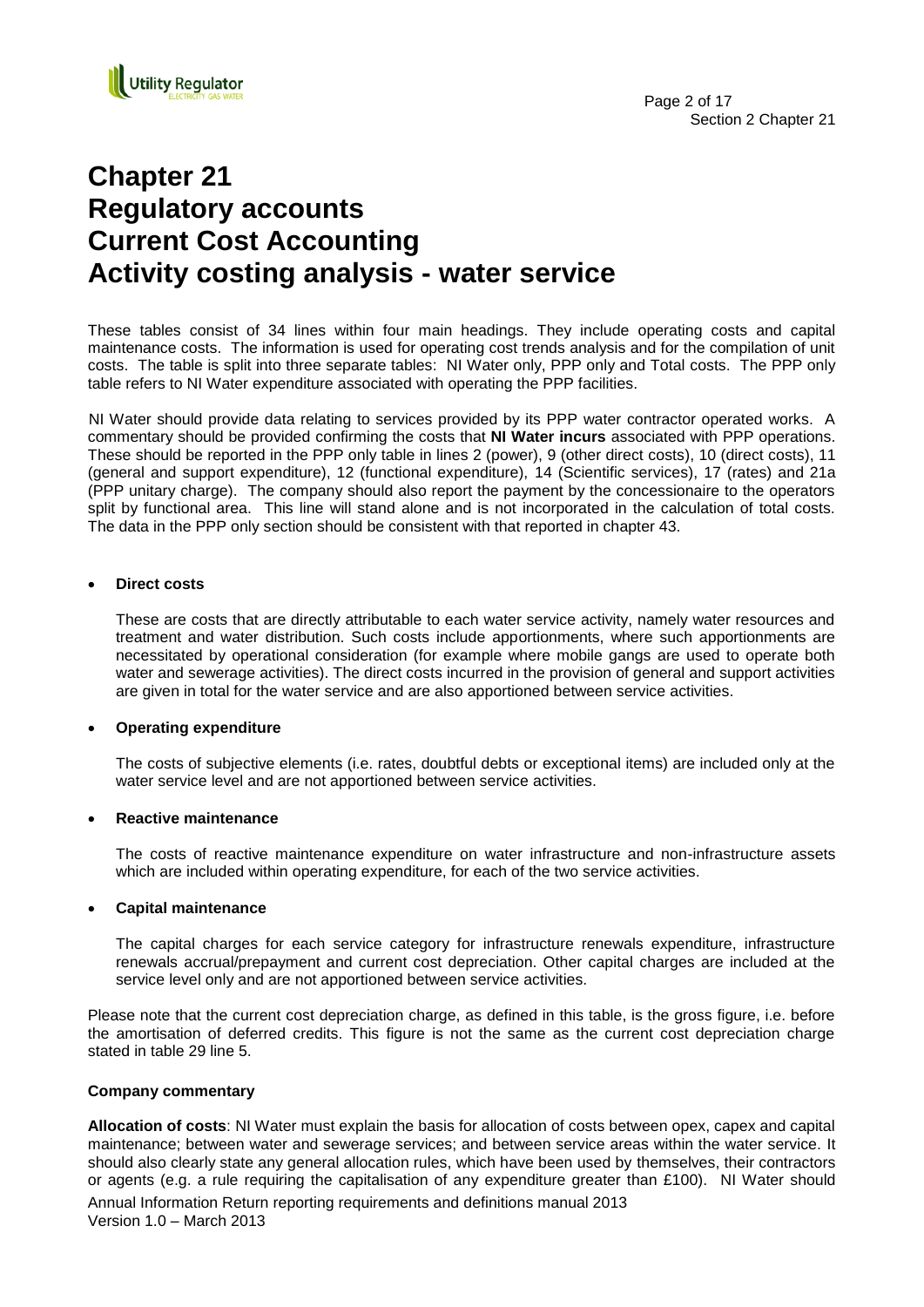# Chapter 21
# Regulatory accounts
# Current Cost Accounting
# Activity costing analysis - water service

These tables consist of 34 lines within four main headings. They include operating costs and capital maintenance costs. The information is used for operating cost trends analysis and for the compilation of unit costs. The table is split into three separate tables: NI Water only, PPP only and Total costs. The PPP only table refers to NI Water expenditure associated with operating the PPP facilities.

NI Water should provide data relating to services provided by its PPP water contractor operated works. A commentary should be provided confirming the costs that **NI Water incurs** associated with PPP operations. These should be reported in the PPP only table in lines 2 (power), 9 (other direct costs), 10 (direct costs), 11 (general and support expenditure), 12 (functional expenditure), 14 (Scientific services), 17 (rates) and 21a (PPP unitary charge). The company should also report the payment by the concessionaire to the operators split by functional area. This line will stand alone and is not incorporated in the calculation of total costs. The data in the PPP only section should be consistent with that reported in chapter 43.

- **Direct costs**

  These are costs that are directly attributable to each water service activity, namely water resources and treatment and water distribution. Such costs include apportionments, where such apportionments are necessitated by operational consideration (for example where mobile gangs are used to operate both water and sewerage activities). The direct costs incurred in the provision of general and support activities are given in total for the water service and are also apportioned between service activities.

- **Operating expenditure**

  The costs of subjective elements (i.e. rates, doubtful debts or exceptional items) are included only at the water service level and are not apportioned between service activities.

- **Reactive maintenance**

  The costs of reactive maintenance expenditure on water infrastructure and non-infrastructure assets which are included within operating expenditure, for each of the two service activities.

- **Capital maintenance**

  The capital charges for each service category for infrastructure renewals expenditure, infrastructure renewals accrual/prepayment and current cost depreciation. Other capital charges are included at the service level only and are not apportioned between service activities.

Please note that the current cost depreciation charge, as defined in this table, is the gross figure, i.e. before the amortisation of deferred credits. This figure is not the same as the current cost depreciation charge stated in table 29 line 5.

**Company commentary**

**Allocation of costs**: NI Water must explain the basis for allocation of costs between opex, capex and capital maintenance; between water and sewerage services; and between service areas within the water service. It should also clearly state any general allocation rules, which have been used by themselves, their contractors or agents (e.g. a rule requiring the capitalisation of any expenditure greater than £100). NI Water should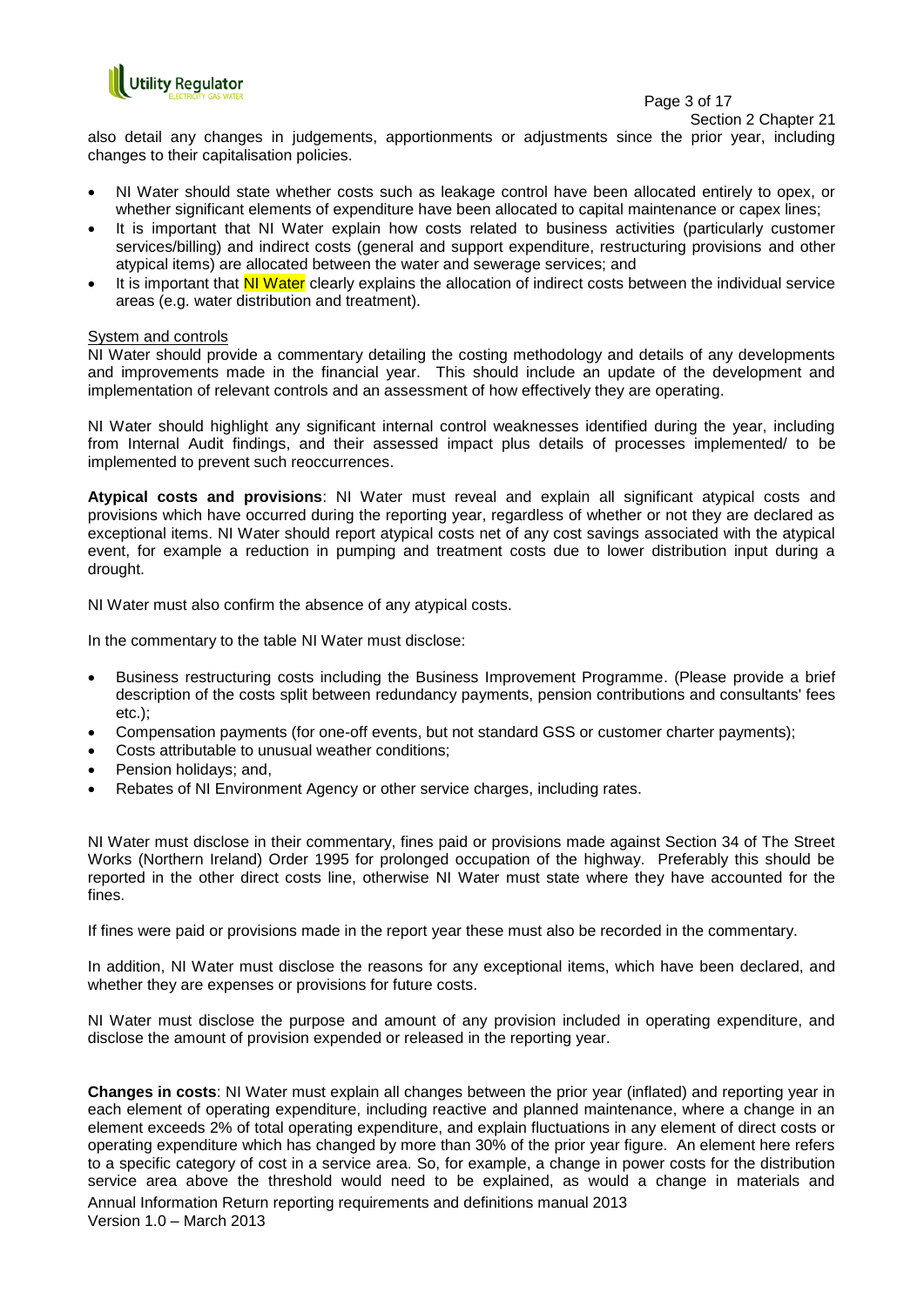also detail any changes in judgements, apportionments or adjustments since the prior year, including changes to their capitalisation policies.

- NI Water should state whether costs such as leakage control have been allocated entirely to opex, or whether significant elements of expenditure have been allocated to capital maintenance or capex lines;
- It is important that NI Water explain how costs related to business activities (particularly customer services/billing) and indirect costs (general and support expenditure, restructuring provisions and other atypical items) are allocated between the water and sewerage services; and
- It is important that NI Water clearly explains the allocation of indirect costs between the individual service areas (e.g. water distribution and treatment).

System and controls

NI Water should provide a commentary detailing the costing methodology and details of any developments and improvements made in the financial year. This should include an update of the development and implementation of relevant controls and an assessment of how effectively they are operating.

NI Water should highlight any significant internal control weaknesses identified during the year, including from Internal Audit findings, and their assessed impact plus details of processes implemented/ to be implemented to prevent such reoccurrences.

**Atypical costs and provisions**: NI Water must reveal and explain all significant atypical costs and provisions which have occurred during the reporting year, regardless of whether or not they are declared as exceptional items. NI Water should report atypical costs net of any cost savings associated with the atypical event, for example a reduction in pumping and treatment costs due to lower distribution input during a drought.

NI Water must also confirm the absence of any atypical costs.

In the commentary to the table NI Water must disclose:

- Business restructuring costs including the Business Improvement Programme. (Please provide a brief description of the costs split between redundancy payments, pension contributions and consultants' fees etc.);
- Compensation payments (for one-off events, but not standard GSS or customer charter payments);
- Costs attributable to unusual weather conditions;
- Pension holidays; and,
- Rebates of NI Environment Agency or other service charges, including rates.

NI Water must disclose in their commentary, fines paid or provisions made against Section 34 of The Street Works (Northern Ireland) Order 1995 for prolonged occupation of the highway. Preferably this should be reported in the other direct costs line, otherwise NI Water must state where they have accounted for the fines.

If fines were paid or provisions made in the report year these must also be recorded in the commentary.

In addition, NI Water must disclose the reasons for any exceptional items, which have been declared, and whether they are expenses or provisions for future costs.

NI Water must disclose the purpose and amount of any provision included in operating expenditure, and disclose the amount of provision expended or released in the reporting year.

**Changes in costs**: NI Water must explain all changes between the prior year (inflated) and reporting year in each element of operating expenditure, including reactive and planned maintenance, where a change in an element exceeds 2% of total operating expenditure, and explain fluctuations in any element of direct costs or operating expenditure which has changed by more than 30% of the prior year figure. An element here refers to a specific category of cost in a service area. So, for example, a change in power costs for the distribution service area above the threshold would need to be explained, as would a change in materials and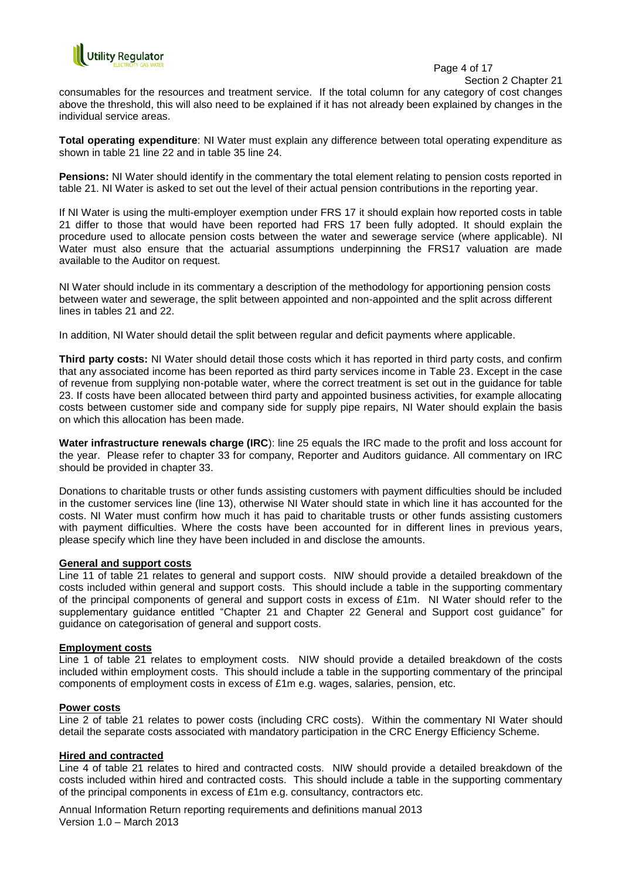consumables for the resources and treatment service. If the total column for any category of cost changes above the threshold, this will also need to be explained if it has not already been explained by changes in the individual service areas.

**Total operating expenditure**: NI Water must explain any difference between total operating expenditure as shown in table 21 line 22 and in table 35 line 24.

**Pensions:** NI Water should identify in the commentary the total element relating to pension costs reported in table 21. NI Water is asked to set out the level of their actual pension contributions in the reporting year.

If NI Water is using the multi-employer exemption under FRS 17 it should explain how reported costs in table 21 differ to those that would have been reported had FRS 17 been fully adopted. It should explain the procedure used to allocate pension costs between the water and sewerage service (where applicable). NI Water must also ensure that the actuarial assumptions underpinning the FRS17 valuation are made available to the Auditor on request.

NI Water should include in its commentary a description of the methodology for apportioning pension costs between water and sewerage, the split between appointed and non-appointed and the split across different lines in tables 21 and 22.

In addition, NI Water should detail the split between regular and deficit payments where applicable.

**Third party costs:** NI Water should detail those costs which it has reported in third party costs, and confirm that any associated income has been reported as third party services income in Table 23. Except in the case of revenue from supplying non-potable water, where the correct treatment is set out in the guidance for table 23. If costs have been allocated between third party and appointed business activities, for example allocating costs between customer side and company side for supply pipe repairs, NI Water should explain the basis on which this allocation has been made.

**Water infrastructure renewals charge (IRC**): line 25 equals the IRC made to the profit and loss account for the year. Please refer to chapter 33 for company, Reporter and Auditors guidance. All commentary on IRC should be provided in chapter 33.

Donations to charitable trusts or other funds assisting customers with payment difficulties should be included in the customer services line (line 13), otherwise NI Water should state in which line it has accounted for the costs. NI Water must confirm how much it has paid to charitable trusts or other funds assisting customers with payment difficulties. Where the costs have been accounted for in different lines in previous years, please specify which line they have been included in and disclose the amounts.

### General and support costs

Line 11 of table 21 relates to general and support costs. NIW should provide a detailed breakdown of the costs included within general and support costs. This should include a table in the supporting commentary of the principal components of general and support costs in excess of £1m. NI Water should refer to the supplementary guidance entitled "Chapter 21 and Chapter 22 General and Support cost guidance" for guidance on categorisation of general and support costs.

### Employment costs

Line 1 of table 21 relates to employment costs. NIW should provide a detailed breakdown of the costs included within employment costs. This should include a table in the supporting commentary of the principal components of employment costs in excess of £1m e.g. wages, salaries, pension, etc.

### Power costs

Line 2 of table 21 relates to power costs (including CRC costs). Within the commentary NI Water should detail the separate costs associated with mandatory participation in the CRC Energy Efficiency Scheme.

### Hired and contracted

Line 4 of table 21 relates to hired and contracted costs. NIW should provide a detailed breakdown of the costs included within hired and contracted costs. This should include a table in the supporting commentary of the principal components in excess of £1m e.g. consultancy, contractors etc.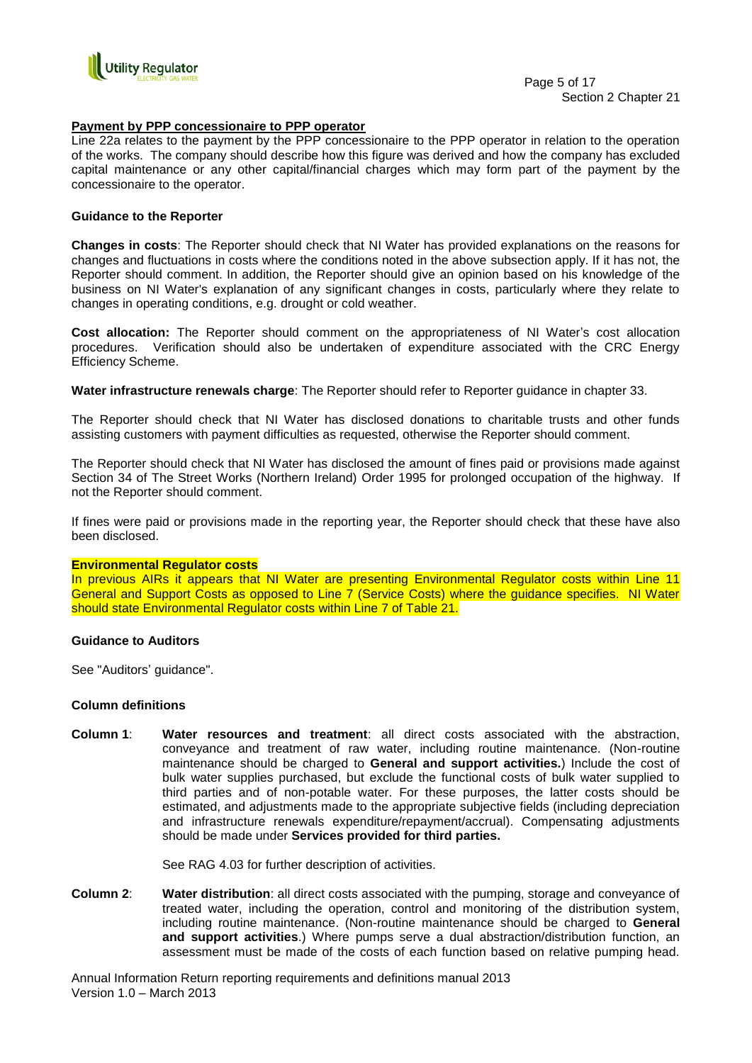**Payment by PPP concessionaire to PPP operator**

Line 22a relates to the payment by the PPP concessionaire to the PPP operator in relation to the operation of the works. The company should describe how this figure was derived and how the company has excluded capital maintenance or any other capital/financial charges which may form part of the payment by the concessionaire to the operator.

**Guidance to the Reporter**

**Changes in costs**: The Reporter should check that NI Water has provided explanations on the reasons for changes and fluctuations in costs where the conditions noted in the above subsection apply. If it has not, the Reporter should comment. In addition, the Reporter should give an opinion based on his knowledge of the business on NI Water's explanation of any significant changes in costs, particularly where they relate to changes in operating conditions, e.g. drought or cold weather.

**Cost allocation:** The Reporter should comment on the appropriateness of NI Water's cost allocation procedures. Verification should also be undertaken of expenditure associated with the CRC Energy Efficiency Scheme.

**Water infrastructure renewals charge**: The Reporter should refer to Reporter guidance in chapter 33.

The Reporter should check that NI Water has disclosed donations to charitable trusts and other funds assisting customers with payment difficulties as requested, otherwise the Reporter should comment.

The Reporter should check that NI Water has disclosed the amount of fines paid or provisions made against Section 34 of The Street Works (Northern Ireland) Order 1995 for prolonged occupation of the highway. If not the Reporter should comment.

If fines were paid or provisions made in the reporting year, the Reporter should check that these have also been disclosed.

**Environmental Regulator costs**

In previous AIRs it appears that NI Water are presenting Environmental Regulator costs within Line 11 General and Support Costs as opposed to Line 7 (Service Costs) where the guidance specifies. NI Water should state Environmental Regulator costs within Line 7 of Table 21.

**Guidance to Auditors**

See "Auditors' guidance".

**Column definitions**

**Column 1**: **Water resources and treatment**: all direct costs associated with the abstraction, conveyance and treatment of raw water, including routine maintenance. (Non-routine maintenance should be charged to **General and support activities.**) Include the cost of bulk water supplies purchased, but exclude the functional costs of bulk water supplied to third parties and of non-potable water. For these purposes, the latter costs should be estimated, and adjustments made to the appropriate subjective fields (including depreciation and infrastructure renewals expenditure/repayment/accrual). Compensating adjustments should be made under **Services provided for third parties.**

See RAG 4.03 for further description of activities.

**Column 2**: **Water distribution**: all direct costs associated with the pumping, storage and conveyance of treated water, including the operation, control and monitoring of the distribution system, including routine maintenance. (Non-routine maintenance should be charged to **General and support activities**.) Where pumps serve a dual abstraction/distribution function, an assessment must be made of the costs of each function based on relative pumping head.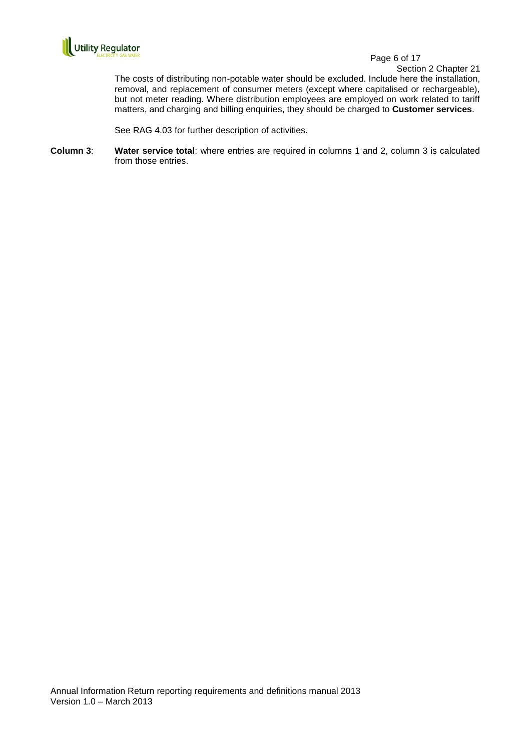The costs of distributing non-potable water should be excluded. Include here the installation, removal, and replacement of consumer meters (except where capitalised or rechargeable), but not meter reading. Where distribution employees are employed on work related to tariff matters, and charging and billing enquiries, they should be charged to **Customer services**.

See RAG 4.03 for further description of activities.

**Column 3**: **Water service total**: where entries are required in columns 1 and 2, column 3 is calculated from those entries.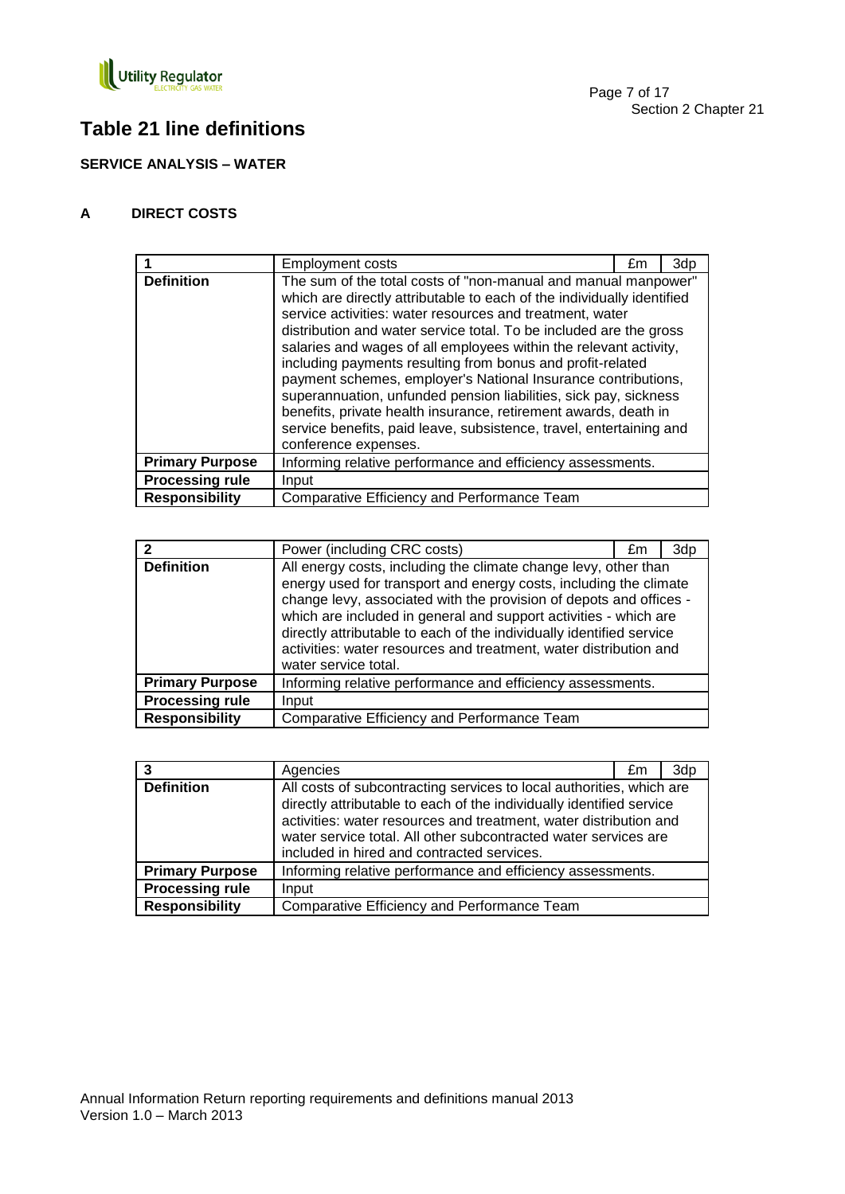# Table 21 line definitions

**SERVICE ANALYSIS – WATER**

**A DIRECT COSTS**

| 1 | Employment costs | £m | 3dp |
|---|---|---|---|
| **Definition** | The sum of the total costs of "non-manual and manual manpower" which are directly attributable to each of the individually identified service activities: water resources and treatment, water distribution and water service total. To be included are the gross salaries and wages of all employees within the relevant activity, including payments resulting from bonus and profit-related payment schemes, employer's National Insurance contributions, superannuation, unfunded pension liabilities, sick pay, sickness benefits, private health insurance, retirement awards, death in service benefits, paid leave, subsistence, travel, entertaining and conference expenses. | | |
| **Primary Purpose** | Informing relative performance and efficiency assessments. | | |
| **Processing rule** | Input | | |
| **Responsibility** | Comparative Efficiency and Performance Team | | |

| 2 | Power (including CRC costs) | £m | 3dp |
|---|---|---|---|
| **Definition** | All energy costs, including the climate change levy, other than energy used for transport and energy costs, including the climate change levy, associated with the provision of depots and offices - which are included in general and support activities - which are directly attributable to each of the individually identified service activities: water resources and treatment, water distribution and water service total. | | |
| **Primary Purpose** | Informing relative performance and efficiency assessments. | | |
| **Processing rule** | Input | | |
| **Responsibility** | Comparative Efficiency and Performance Team | | |

| 3 | Agencies | £m | 3dp |
|---|---|---|---|
| **Definition** | All costs of subcontracting services to local authorities, which are directly attributable to each of the individually identified service activities: water resources and treatment, water distribution and water service total. All other subcontracted water services are included in hired and contracted services. | | |
| **Primary Purpose** | Informing relative performance and efficiency assessments. | | |
| **Processing rule** | Input | | |
| **Responsibility** | Comparative Efficiency and Performance Team | | |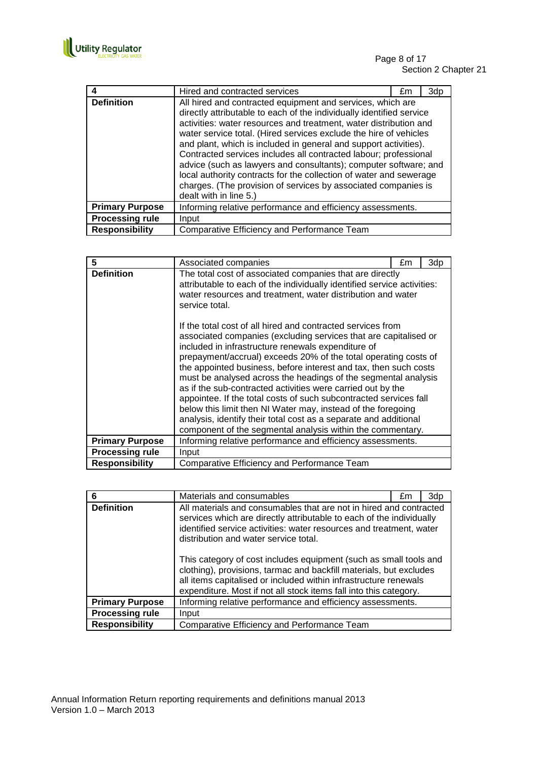| 4 | Hired and contracted services | £m | 3dp |
|---|---|---|---|
| **Definition** | All hired and contracted equipment and services, which are directly attributable to each of the individually identified service activities: water resources and treatment, water distribution and water service total. (Hired services exclude the hire of vehicles and plant, which is included in general and support activities). Contracted services includes all contracted labour; professional advice (such as lawyers and consultants); computer software; and local authority contracts for the collection of water and sewerage charges. (The provision of services by associated companies is dealt with in line 5.) | | |
| **Primary Purpose** | Informing relative performance and efficiency assessments. | | |
| **Processing rule** | Input | | |
| **Responsibility** | Comparative Efficiency and Performance Team | | |

| 5 | Associated companies | £m | 3dp |
|---|---|---|---|
| **Definition** | The total cost of associated companies that are directly attributable to each of the individually identified service activities: water resources and treatment, water distribution and water service total.<br><br>If the total cost of all hired and contracted services from associated companies (excluding services that are capitalised or included in infrastructure renewals expenditure of prepayment/accrual) exceeds 20% of the total operating costs of the appointed business, before interest and tax, then such costs must be analysed across the headings of the segmental analysis as if the sub-contracted activities were carried out by the appointee. If the total costs of such subcontracted services fall below this limit then NI Water may, instead of the foregoing analysis, identify their total cost as a separate and additional component of the segmental analysis within the commentary. | | |
| **Primary Purpose** | Informing relative performance and efficiency assessments. | | |
| **Processing rule** | Input | | |
| **Responsibility** | Comparative Efficiency and Performance Team | | |

| 6 | Materials and consumables | £m | 3dp |
|---|---|---|---|
| **Definition** | All materials and consumables that are not in hired and contracted services which are directly attributable to each of the individually identified service activities: water resources and treatment, water distribution and water service total.<br><br>This category of cost includes equipment (such as small tools and clothing), provisions, tarmac and backfill materials, but excludes all items capitalised or included within infrastructure renewals expenditure. Most if not all stock items fall into this category. | | |
| **Primary Purpose** | Informing relative performance and efficiency assessments. | | |
| **Processing rule** | Input | | |
| **Responsibility** | Comparative Efficiency and Performance Team | | |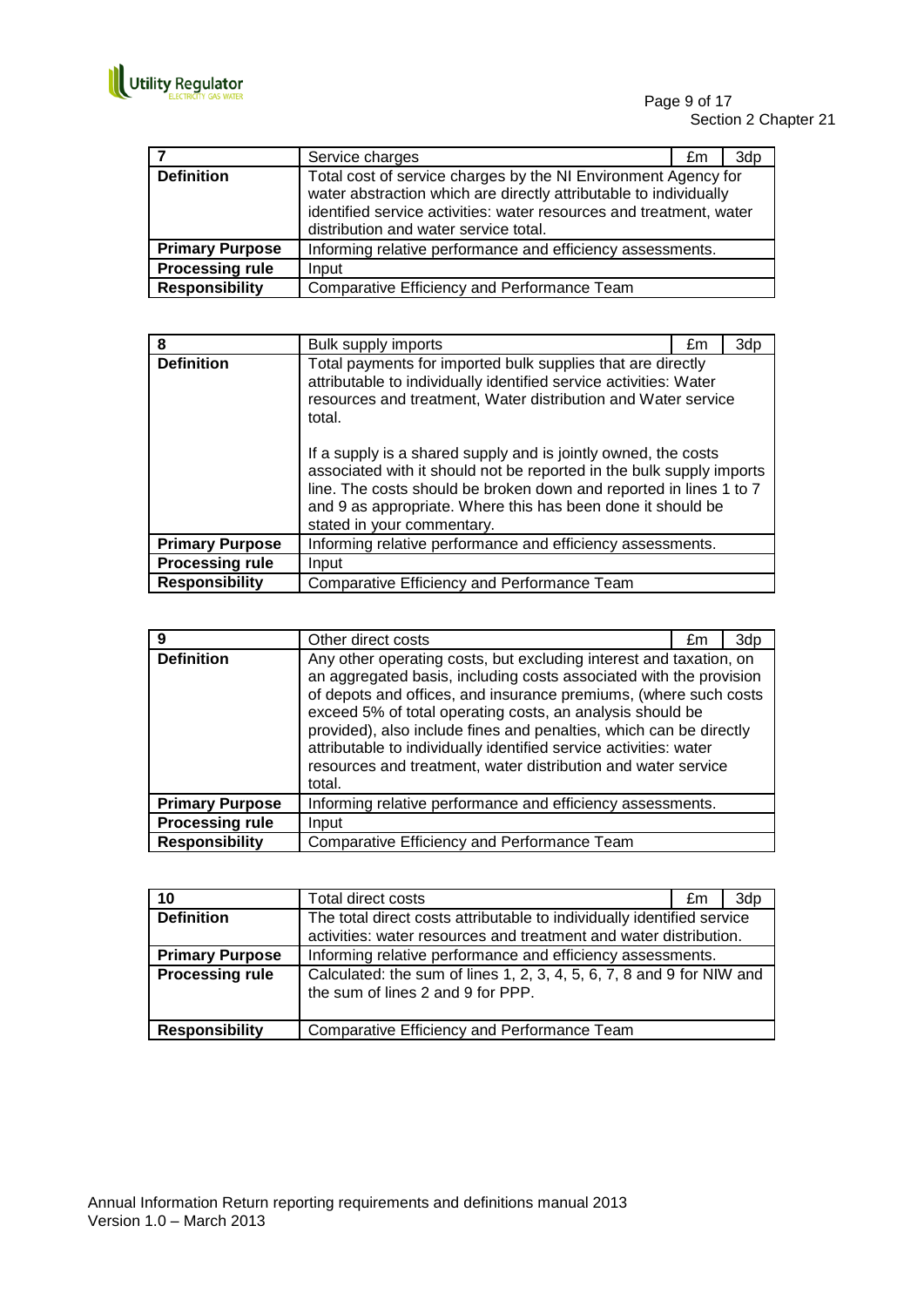| 7 | Service charges | £m | 3dp |
|---|---|---|---|
| **Definition** | Total cost of service charges by the NI Environment Agency for water abstraction which are directly attributable to individually identified service activities: water resources and treatment, water distribution and water service total. | | |
| **Primary Purpose** | Informing relative performance and efficiency assessments. | | |
| **Processing rule** | Input | | |
| **Responsibility** | Comparative Efficiency and Performance Team | | |

| 8 | Bulk supply imports | £m | 3dp |
|---|---|---|---|
| **Definition** | Total payments for imported bulk supplies that are directly attributable to individually identified service activities: Water resources and treatment, Water distribution and Water service total.<br><br>If a supply is a shared supply and is jointly owned, the costs associated with it should not be reported in the bulk supply imports line. The costs should be broken down and reported in lines 1 to 7 and 9 as appropriate. Where this has been done it should be stated in your commentary. | | |
| **Primary Purpose** | Informing relative performance and efficiency assessments. | | |
| **Processing rule** | Input | | |
| **Responsibility** | Comparative Efficiency and Performance Team | | |

| 9 | Other direct costs | £m | 3dp |
|---|---|---|---|
| **Definition** | Any other operating costs, but excluding interest and taxation, on an aggregated basis, including costs associated with the provision of depots and offices, and insurance premiums, (where such costs exceed 5% of total operating costs, an analysis should be provided), also include fines and penalties, which can be directly attributable to individually identified service activities: water resources and treatment, water distribution and water service total. | | |
| **Primary Purpose** | Informing relative performance and efficiency assessments. | | |
| **Processing rule** | Input | | |
| **Responsibility** | Comparative Efficiency and Performance Team | | |

| 10 | Total direct costs | £m | 3dp |
|---|---|---|---|
| **Definition** | The total direct costs attributable to individually identified service activities: water resources and treatment and water distribution. | | |
| **Primary Purpose** | Informing relative performance and efficiency assessments. | | |
| **Processing rule** | Calculated: the sum of lines 1, 2, 3, 4, 5, 6, 7, 8 and 9 for NIW and the sum of lines 2 and 9 for PPP. | | |
| **Responsibility** | Comparative Efficiency and Performance Team | | |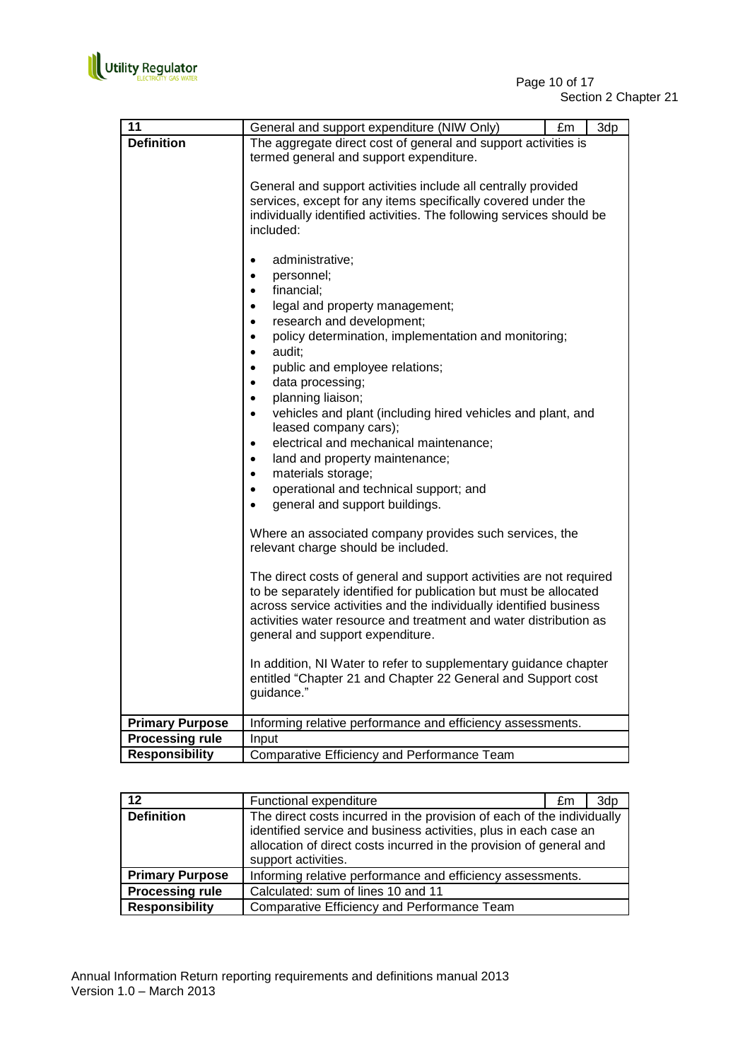| 11 | General and support expenditure (NIW Only) | £m | 3dp |
|---|---|---|---|
| **Definition** | The aggregate direct cost of general and support activities is termed general and support expenditure.<br><br>General and support activities include all centrally provided services, except for any items specifically covered under the individually identified activities. The following services should be included:<br><br>• administrative;<br>• personnel;<br>• financial;<br>• legal and property management;<br>• research and development;<br>• policy determination, implementation and monitoring;<br>• audit;<br>• public and employee relations;<br>• data processing;<br>• planning liaison;<br>• vehicles and plant (including hired vehicles and plant, and leased company cars);<br>• electrical and mechanical maintenance;<br>• land and property maintenance;<br>• materials storage;<br>• operational and technical support; and<br>• general and support buildings.<br><br>Where an associated company provides such services, the relevant charge should be included.<br><br>The direct costs of general and support activities are not required to be separately identified for publication but must be allocated across service activities and the individually identified business activities water resource and treatment and water distribution as general and support expenditure.<br><br>In addition, NI Water to refer to supplementary guidance chapter entitled "Chapter 21 and Chapter 22 General and Support cost guidance." | | |
| **Primary Purpose** | Informing relative performance and efficiency assessments. | | |
| **Processing rule** | Input | | |
| **Responsibility** | Comparative Efficiency and Performance Team | | |

| 12 | Functional expenditure | £m | 3dp |
|---|---|---|---|
| **Definition** | The direct costs incurred in the provision of each of the individually identified service and business activities, plus in each case an allocation of direct costs incurred in the provision of general and support activities. | | |
| **Primary Purpose** | Informing relative performance and efficiency assessments. | | |
| **Processing rule** | Calculated: sum of lines 10 and 11 | | |
| **Responsibility** | Comparative Efficiency and Performance Team | | |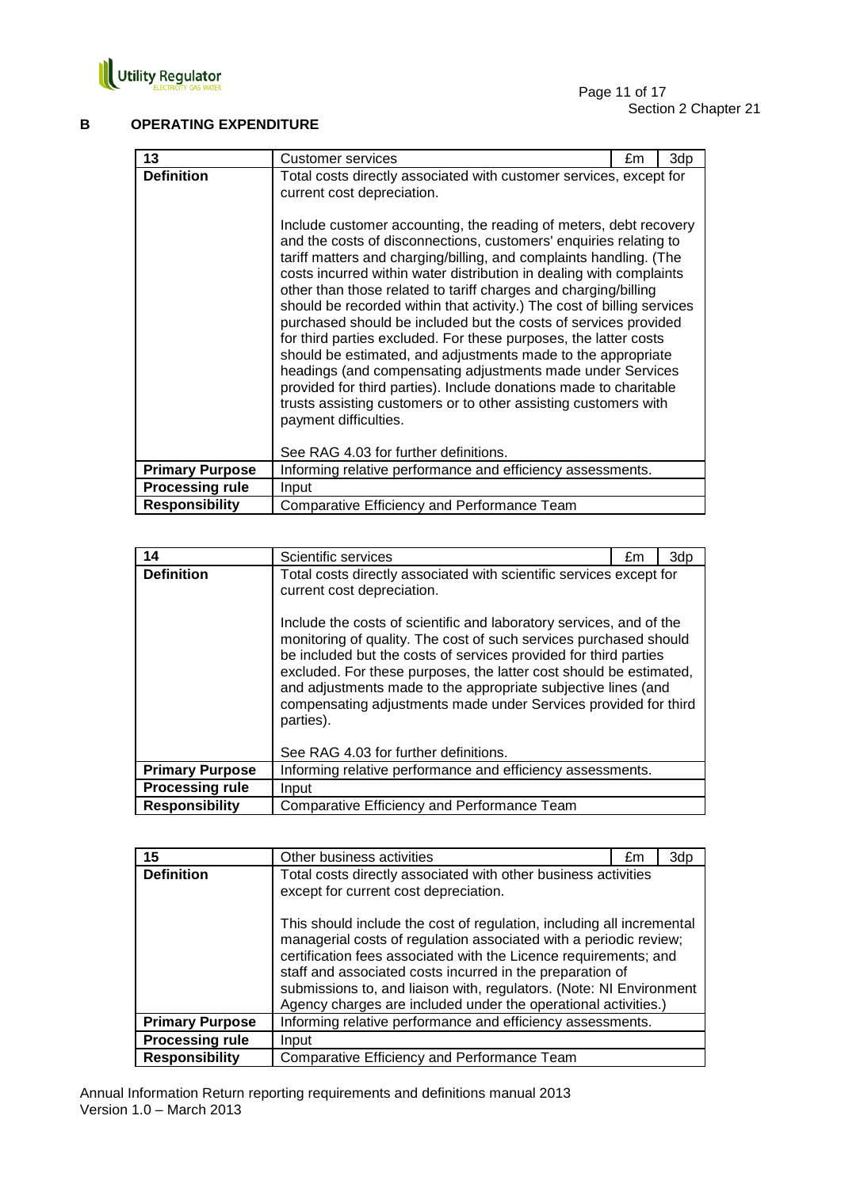## B OPERATING EXPENDITURE

| 13 | Customer services | £m | 3dp |
|---|---|---|---|
| **Definition** | Total costs directly associated with customer services, except for current cost depreciation.<br><br>Include customer accounting, the reading of meters, debt recovery and the costs of disconnections, customers' enquiries relating to tariff matters and charging/billing, and complaints handling. (The costs incurred within water distribution in dealing with complaints other than those related to tariff charges and charging/billing should be recorded within that activity.) The cost of billing services purchased should be included but the costs of services provided for third parties excluded. For these purposes, the latter costs should be estimated, and adjustments made to the appropriate headings (and compensating adjustments made under Services provided for third parties). Include donations made to charitable trusts assisting customers or to other assisting customers with payment difficulties.<br><br>See RAG 4.03 for further definitions. | | |
| **Primary Purpose** | Informing relative performance and efficiency assessments. | | |
| **Processing rule** | Input | | |
| **Responsibility** | Comparative Efficiency and Performance Team | | |

| 14 | Scientific services | £m | 3dp |
|---|---|---|---|
| **Definition** | Total costs directly associated with scientific services except for current cost depreciation.<br><br>Include the costs of scientific and laboratory services, and of the monitoring of quality. The cost of such services purchased should be included but the costs of services provided for third parties excluded. For these purposes, the latter cost should be estimated, and adjustments made to the appropriate subjective lines (and compensating adjustments made under Services provided for third parties).<br><br>See RAG 4.03 for further definitions. | | |
| **Primary Purpose** | Informing relative performance and efficiency assessments. | | |
| **Processing rule** | Input | | |
| **Responsibility** | Comparative Efficiency and Performance Team | | |

| 15 | Other business activities | £m | 3dp |
|---|---|---|---|
| **Definition** | Total costs directly associated with other business activities except for current cost depreciation.<br><br>This should include the cost of regulation, including all incremental managerial costs of regulation associated with a periodic review; certification fees associated with the Licence requirements; and staff and associated costs incurred in the preparation of submissions to, and liaison with, regulators. (Note: NI Environment Agency charges are included under the operational activities.) | | |
| **Primary Purpose** | Informing relative performance and efficiency assessments. | | |
| **Processing rule** | Input | | |
| **Responsibility** | Comparative Efficiency and Performance Team | | |

Annual Information Return reporting requirements and definitions manual 2013
Version 1.0 – March 2013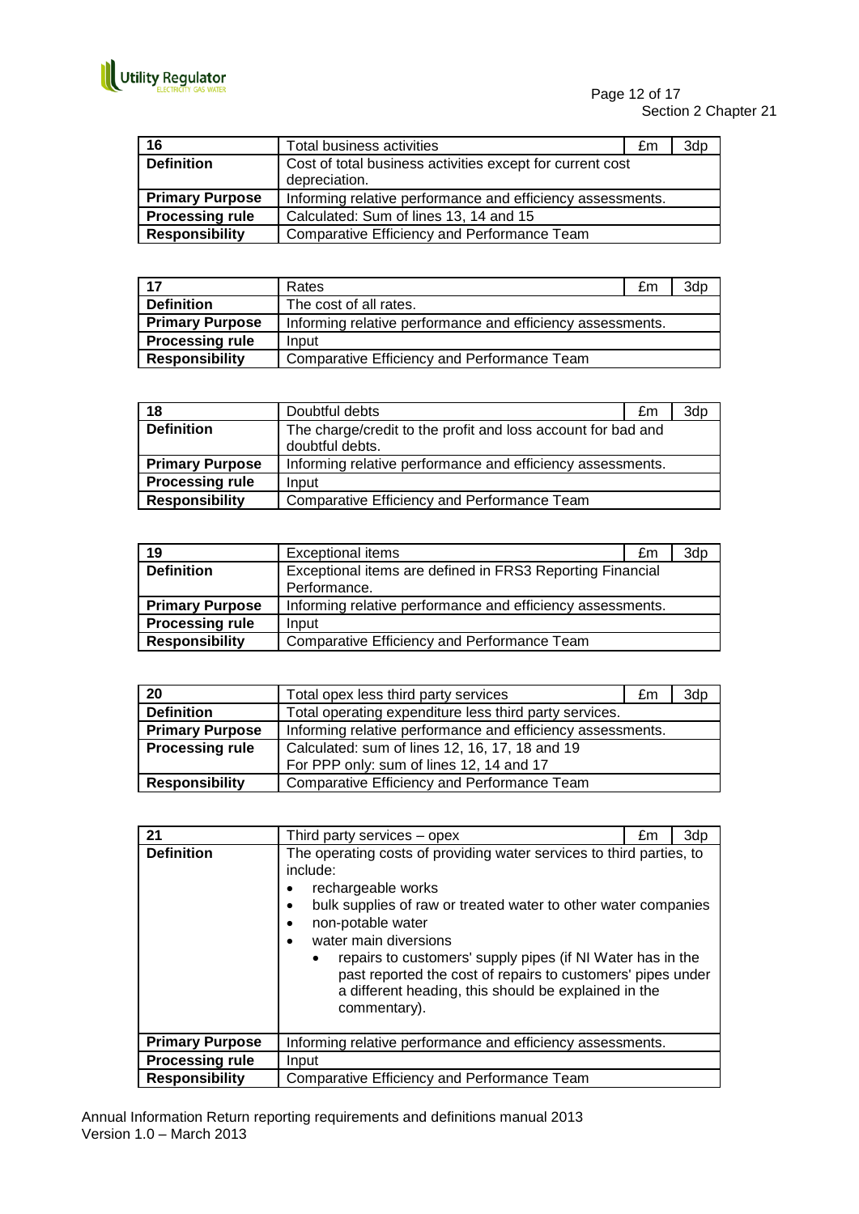| 16 | Total business activities | £m | 3dp |
|---|---|---|---|
| **Definition** | Cost of total business activities except for current cost depreciation. | | |
| **Primary Purpose** | Informing relative performance and efficiency assessments. | | |
| **Processing rule** | Calculated: Sum of lines 13, 14 and 15 | | |
| **Responsibility** | Comparative Efficiency and Performance Team | | |

| 17 | Rates | £m | 3dp |
|---|---|---|---|
| **Definition** | The cost of all rates. | | |
| **Primary Purpose** | Informing relative performance and efficiency assessments. | | |
| **Processing rule** | Input | | |
| **Responsibility** | Comparative Efficiency and Performance Team | | |

| 18 | Doubtful debts | £m | 3dp |
|---|---|---|---|
| **Definition** | The charge/credit to the profit and loss account for bad and doubtful debts. | | |
| **Primary Purpose** | Informing relative performance and efficiency assessments. | | |
| **Processing rule** | Input | | |
| **Responsibility** | Comparative Efficiency and Performance Team | | |

| 19 | Exceptional items | £m | 3dp |
|---|---|---|---|
| **Definition** | Exceptional items are defined in FRS3 Reporting Financial Performance. | | |
| **Primary Purpose** | Informing relative performance and efficiency assessments. | | |
| **Processing rule** | Input | | |
| **Responsibility** | Comparative Efficiency and Performance Team | | |

| 20 | Total opex less third party services | £m | 3dp |
|---|---|---|---|
| **Definition** | Total operating expenditure less third party services. | | |
| **Primary Purpose** | Informing relative performance and efficiency assessments. | | |
| **Processing rule** | Calculated: sum of lines 12, 16, 17, 18 and 19<br>For PPP only: sum of lines 12, 14 and 17 | | |
| **Responsibility** | Comparative Efficiency and Performance Team | | |

| 21 | Third party services – opex | £m | 3dp |
|---|---|---|---|
| **Definition** | The operating costs of providing water services to third parties, to include:<br>• rechargeable works<br>• bulk supplies of raw or treated water to other water companies<br>• non-potable water<br>• water main diversions<br>&nbsp;&nbsp;&nbsp;&nbsp;• repairs to customers' supply pipes (if NI Water has in the past reported the cost of repairs to customers' pipes under a different heading, this should be explained in the commentary). | | |
| **Primary Purpose** | Informing relative performance and efficiency assessments. | | |
| **Processing rule** | Input | | |
| **Responsibility** | Comparative Efficiency and Performance Team | | |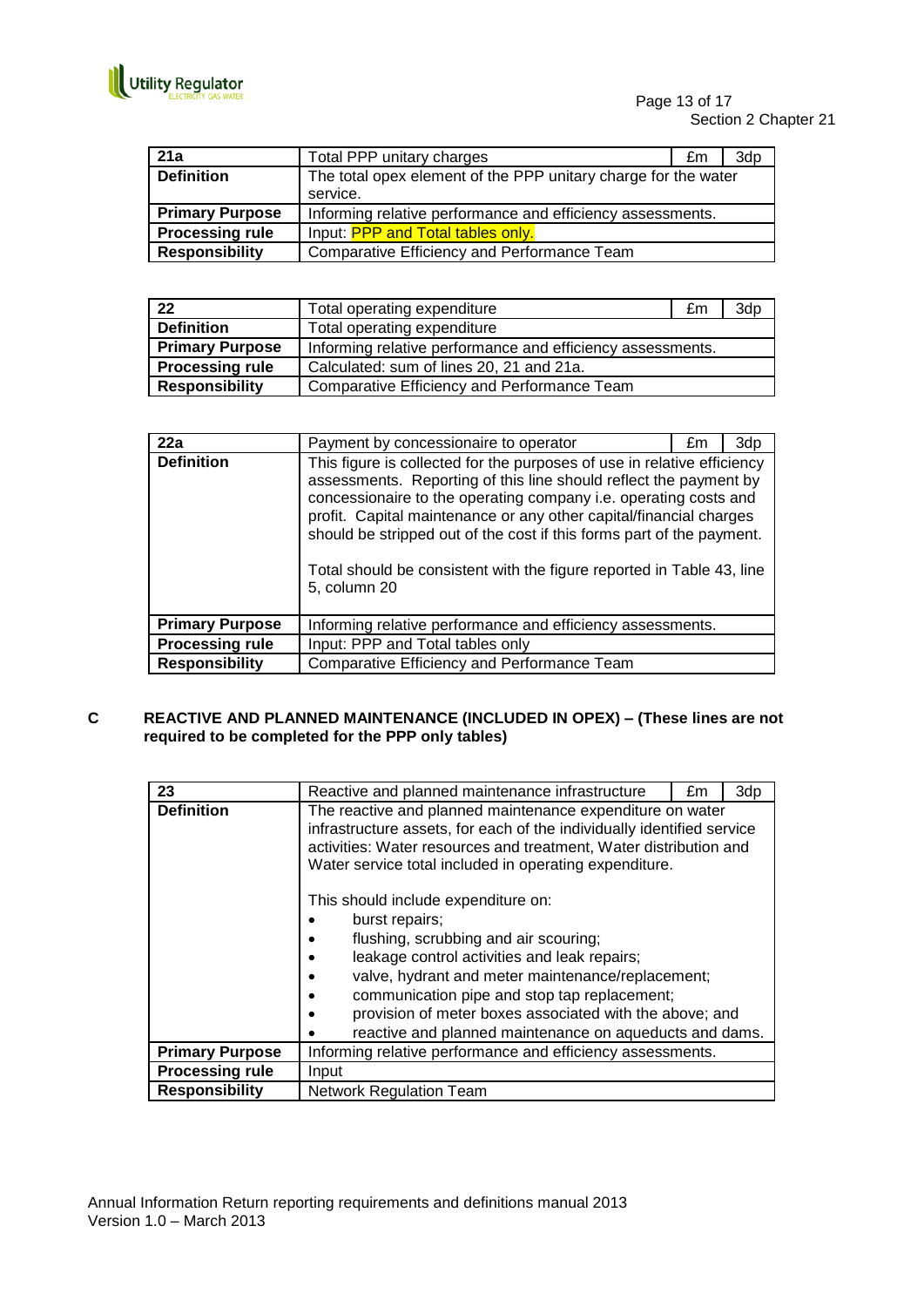| 21a | Total PPP unitary charges | £m | 3dp |
|---|---|---|---|
| **Definition** | The total opex element of the PPP unitary charge for the water service. | | |
| **Primary Purpose** | Informing relative performance and efficiency assessments. | | |
| **Processing rule** | Input: PPP and Total tables only. | | |
| **Responsibility** | Comparative Efficiency and Performance Team | | |

| 22 | Total operating expenditure | £m | 3dp |
|---|---|---|---|
| **Definition** | Total operating expenditure | | |
| **Primary Purpose** | Informing relative performance and efficiency assessments. | | |
| **Processing rule** | Calculated: sum of lines 20, 21 and 21a. | | |
| **Responsibility** | Comparative Efficiency and Performance Team | | |

| 22a | Payment by concessionaire to operator | £m | 3dp |
|---|---|---|---|
| **Definition** | This figure is collected for the purposes of use in relative efficiency assessments. Reporting of this line should reflect the payment by concessionaire to the operating company i.e. operating costs and profit. Capital maintenance or any other capital/financial charges should be stripped out of the cost if this forms part of the payment.<br><br>Total should be consistent with the figure reported in Table 43, line 5, column 20 | | |
| **Primary Purpose** | Informing relative performance and efficiency assessments. | | |
| **Processing rule** | Input: PPP and Total tables only | | |
| **Responsibility** | Comparative Efficiency and Performance Team | | |

## C REACTIVE AND PLANNED MAINTENANCE (INCLUDED IN OPEX) – (These lines are not required to be completed for the PPP only tables)

| 23 | Reactive and planned maintenance infrastructure | £m | 3dp |
|---|---|---|---|
| **Definition** | The reactive and planned maintenance expenditure on water infrastructure assets, for each of the individually identified service activities: Water resources and treatment, Water distribution and Water service total included in operating expenditure.<br><br>This should include expenditure on:<br>• burst repairs;<br>• flushing, scrubbing and air scouring;<br>• leakage control activities and leak repairs;<br>• valve, hydrant and meter maintenance/replacement;<br>• communication pipe and stop tap replacement;<br>• provision of meter boxes associated with the above; and<br>• reactive and planned maintenance on aqueducts and dams. | | |
| **Primary Purpose** | Informing relative performance and efficiency assessments. | | |
| **Processing rule** | Input | | |
| **Responsibility** | Network Regulation Team | | |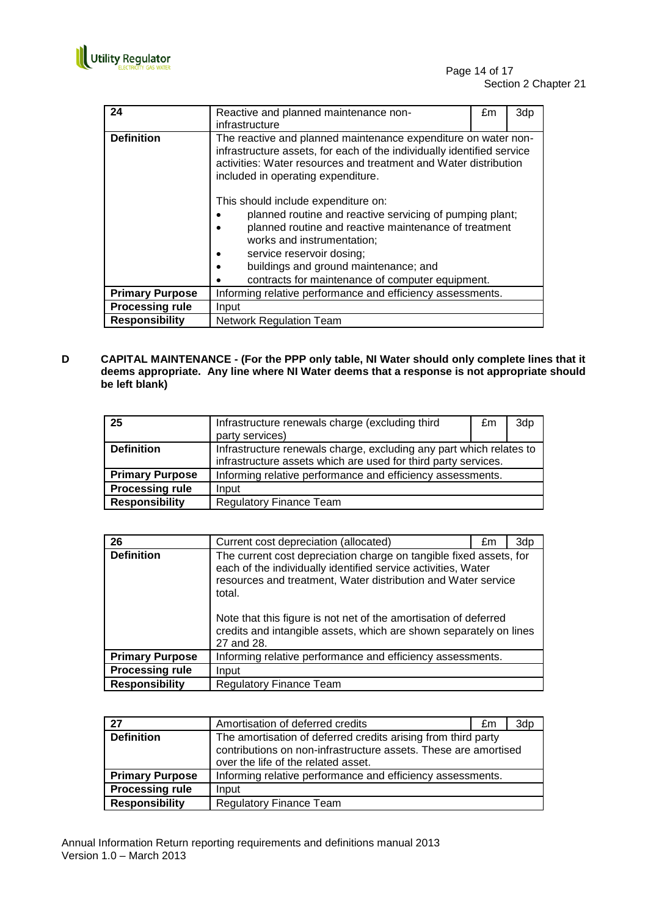| 24 | Reactive and planned maintenance non-infrastructure | £m | 3dp |
|---|---|---|---|
| **Definition** | The reactive and planned maintenance expenditure on water non-infrastructure assets, for each of the individually identified service activities: Water resources and treatment and Water distribution included in operating expenditure.<br><br>This should include expenditure on:<br>• planned routine and reactive servicing of pumping plant;<br>• planned routine and reactive maintenance of treatment works and instrumentation;<br>• service reservoir dosing;<br>• buildings and ground maintenance; and<br>• contracts for maintenance of computer equipment. | | |
| **Primary Purpose** | Informing relative performance and efficiency assessments. | | |
| **Processing rule** | Input | | |
| **Responsibility** | Network Regulation Team | | |

**D CAPITAL MAINTENANCE - (For the PPP only table, NI Water should only complete lines that it deems appropriate. Any line where NI Water deems that a response is not appropriate should be left blank)**

| 25 | Infrastructure renewals charge (excluding third party services) | £m | 3dp |
|---|---|---|---|
| **Definition** | Infrastructure renewals charge, excluding any part which relates to infrastructure assets which are used for third party services. | | |
| **Primary Purpose** | Informing relative performance and efficiency assessments. | | |
| **Processing rule** | Input | | |
| **Responsibility** | Regulatory Finance Team | | |

| 26 | Current cost depreciation (allocated) | £m | 3dp |
|---|---|---|---|
| **Definition** | The current cost depreciation charge on tangible fixed assets, for each of the individually identified service activities, Water resources and treatment, Water distribution and Water service total.<br><br>Note that this figure is not net of the amortisation of deferred credits and intangible assets, which are shown separately on lines 27 and 28. | | |
| **Primary Purpose** | Informing relative performance and efficiency assessments. | | |
| **Processing rule** | Input | | |
| **Responsibility** | Regulatory Finance Team | | |

| 27 | Amortisation of deferred credits | £m | 3dp |
|---|---|---|---|
| **Definition** | The amortisation of deferred credits arising from third party contributions on non-infrastructure assets. These are amortised over the life of the related asset. | | |
| **Primary Purpose** | Informing relative performance and efficiency assessments. | | |
| **Processing rule** | Input | | |
| **Responsibility** | Regulatory Finance Team | | |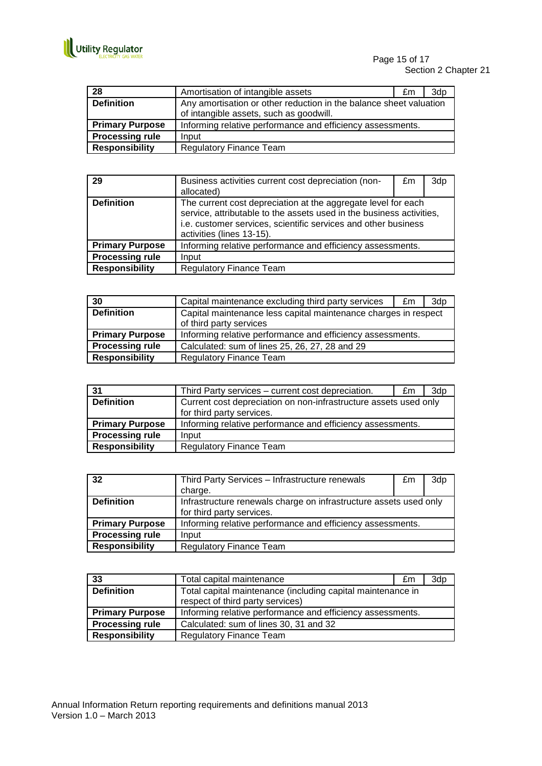| 28 | Amortisation of intangible assets | £m | 3dp |
|---|---|---|---|
| **Definition** | Any amortisation or other reduction in the balance sheet valuation of intangible assets, such as goodwill. | | |
| **Primary Purpose** | Informing relative performance and efficiency assessments. | | |
| **Processing rule** | Input | | |
| **Responsibility** | Regulatory Finance Team | | |

| 29 | Business activities current cost depreciation (non-allocated) | £m | 3dp |
|---|---|---|---|
| **Definition** | The current cost depreciation at the aggregate level for each service, attributable to the assets used in the business activities, i.e. customer services, scientific services and other business activities (lines 13-15). | | |
| **Primary Purpose** | Informing relative performance and efficiency assessments. | | |
| **Processing rule** | Input | | |
| **Responsibility** | Regulatory Finance Team | | |

| 30 | Capital maintenance excluding third party services | £m | 3dp |
|---|---|---|---|
| **Definition** | Capital maintenance less capital maintenance charges in respect of third party services | | |
| **Primary Purpose** | Informing relative performance and efficiency assessments. | | |
| **Processing rule** | Calculated: sum of lines 25, 26, 27, 28 and 29 | | |
| **Responsibility** | Regulatory Finance Team | | |

| 31 | Third Party services – current cost depreciation. | £m | 3dp |
|---|---|---|---|
| **Definition** | Current cost depreciation on non-infrastructure assets used only for third party services. | | |
| **Primary Purpose** | Informing relative performance and efficiency assessments. | | |
| **Processing rule** | Input | | |
| **Responsibility** | Regulatory Finance Team | | |

| 32 | Third Party Services – Infrastructure renewals charge. | £m | 3dp |
|---|---|---|---|
| **Definition** | Infrastructure renewals charge on infrastructure assets used only for third party services. | | |
| **Primary Purpose** | Informing relative performance and efficiency assessments. | | |
| **Processing rule** | Input | | |
| **Responsibility** | Regulatory Finance Team | | |

| 33 | Total capital maintenance | £m | 3dp |
|---|---|---|---|
| **Definition** | Total capital maintenance (including capital maintenance in respect of third party services) | | |
| **Primary Purpose** | Informing relative performance and efficiency assessments. | | |
| **Processing rule** | Calculated: sum of lines 30, 31 and 32 | | |
| **Responsibility** | Regulatory Finance Team | | |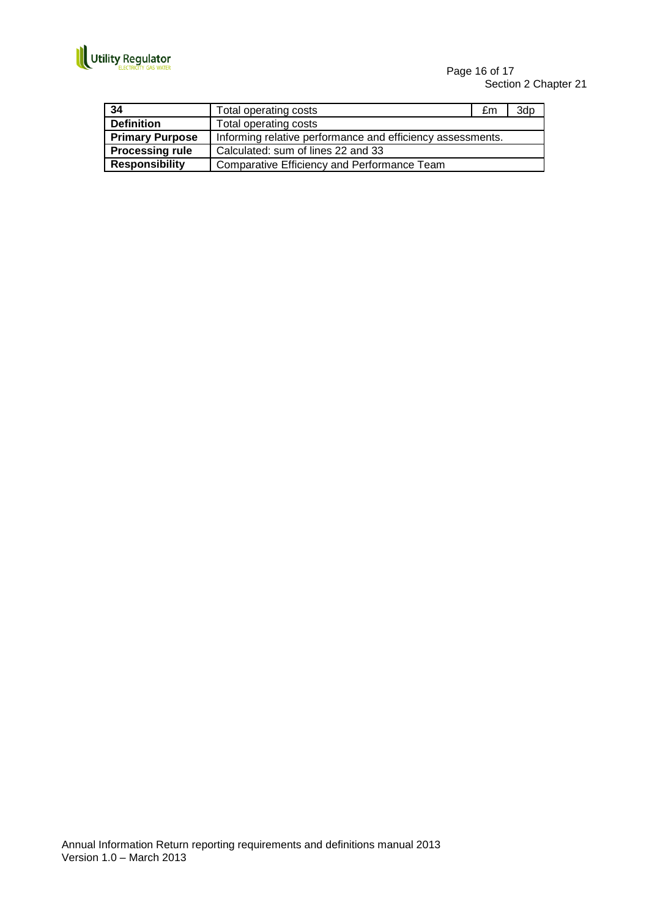| 34 | Total operating costs | £m | 3dp |
|---|---|---|---|
| **Definition** | Total operating costs | | |
| **Primary Purpose** | Informing relative performance and efficiency assessments. | | |
| **Processing rule** | Calculated: sum of lines 22 and 33 | | |
| **Responsibility** | Comparative Efficiency and Performance Team | | |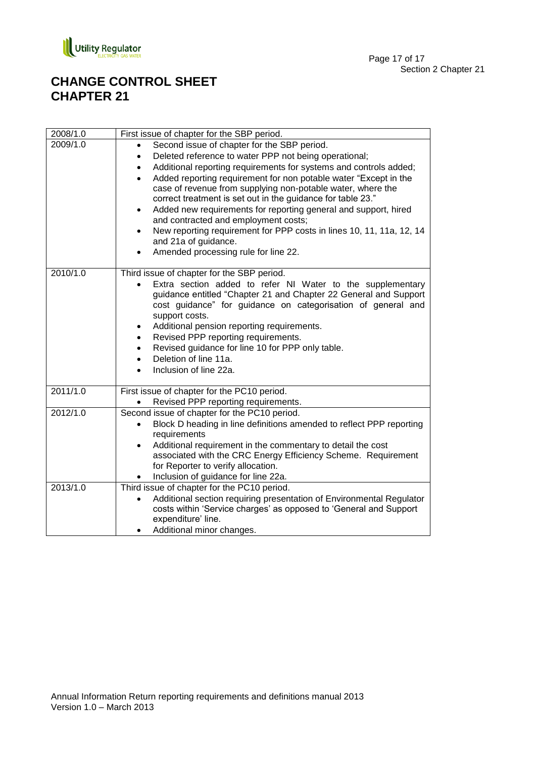# CHANGE CONTROL SHEET
# CHAPTER 21

| | |
|---|---|
| 2008/1.0 | First issue of chapter for the SBP period. |
| 2009/1.0 | • Second issue of chapter for the SBP period.<br>• Deleted reference to water PPP not being operational;<br>• Additional reporting requirements for systems and controls added;<br>• Added reporting requirement for non potable water "Except in the case of revenue from supplying non-potable water, where the correct treatment is set out in the guidance for table 23."<br>• Added new requirements for reporting general and support, hired and contracted and employment costs;<br>• New reporting requirement for PPP costs in lines 10, 11, 11a, 12, 14 and 21a of guidance.<br>• Amended processing rule for line 22. |
| 2010/1.0 | Third issue of chapter for the SBP period.<br>• Extra section added to refer NI Water to the supplementary guidance entitled "Chapter 21 and Chapter 22 General and Support cost guidance" for guidance on categorisation of general and support costs.<br>• Additional pension reporting requirements.<br>• Revised PPP reporting requirements.<br>• Revised guidance for line 10 for PPP only table.<br>• Deletion of line 11a.<br>• Inclusion of line 22a. |
| 2011/1.0 | First issue of chapter for the PC10 period.<br>• Revised PPP reporting requirements. |
| 2012/1.0 | Second issue of chapter for the PC10 period.<br>• Block D heading in line definitions amended to reflect PPP reporting requirements<br>• Additional requirement in the commentary to detail the cost associated with the CRC Energy Efficiency Scheme. Requirement for Reporter to verify allocation.<br>• Inclusion of guidance for line 22a. |
| 2013/1.0 | Third issue of chapter for the PC10 period.<br>• Additional section requiring presentation of Environmental Regulator costs within 'Service charges' as opposed to 'General and Support expenditure' line.<br>• Additional minor changes. |